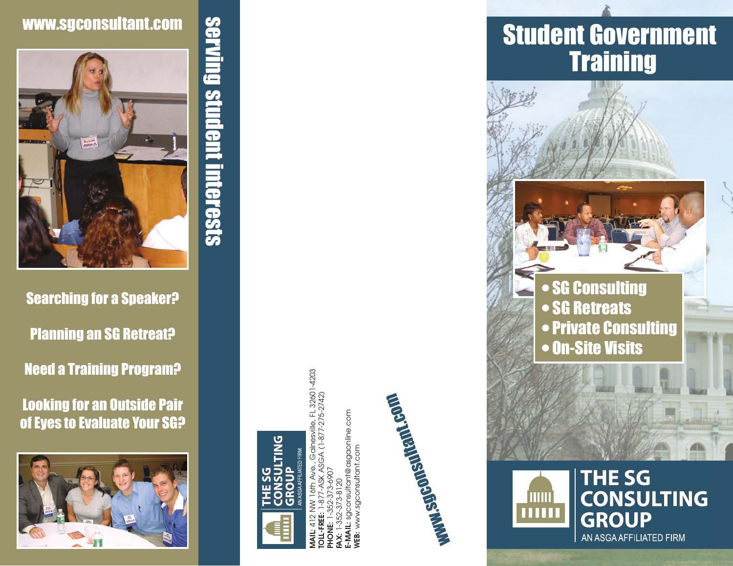www.sgconsultant.com

## Searching for a Speaker?

## Planning an SG Retreat?

## Need a Training Program?

## Looking for an Outside Pair of Eyes to Evaluate Your SG?

serving student interests

THE SG CONSULTING GROUP
AN ASGA AFFILIATED FIRM

**MAIL:** 412 NW 16th Ave., Gainesville, FL 32601-4203
**TOLL-FREE:** 1-877-ASK ASGA (1-877-275-2742)
**PHONE:** 1-352-373-6907
**FAX:** 1-352-373-8120
**E-MAIL:** sgconsultant@asgaonline.com
**WEB:** www.sgconsultant.com

www.sgconsultant.com

# Student Government Training

- SG Consulting
- SG Retreats
- Private Consulting
- On-Site Visits

THE SG CONSULTING GROUP
AN ASGA AFFILIATED FIRM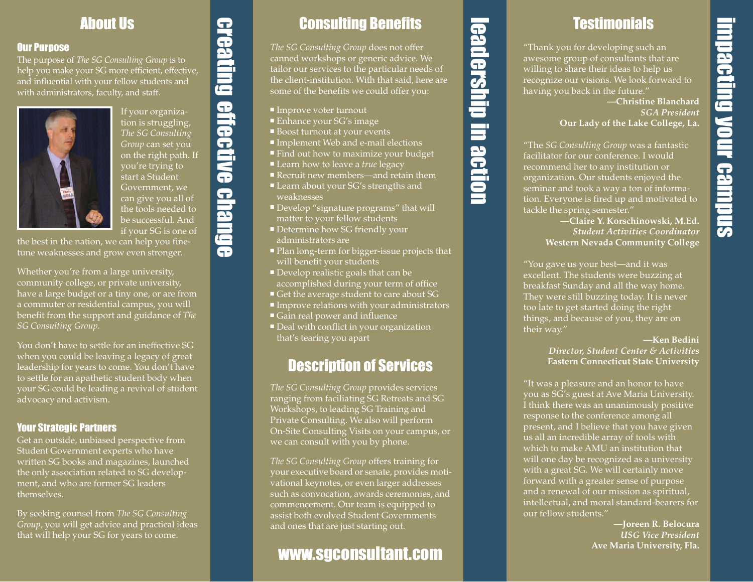## About Us

### Our Purpose

The purpose of *The SG Consulting Group* is to help you make your SG more efficient, effective, and influential with your fellow students and with administrators, faculty, and staff.

If your organization is struggling, *The SG Consulting Group* can set you on the right path. If you're trying to start a Student Government, we can give you all of the tools needed to be successful. And if your SG is one of the best in the nation, we can help you fine-tune weaknesses and grow even stronger.

Whether you're from a large university, community college, or private university, have a large budget or a tiny one, or are from a commuter or residential campus, you will benefit from the support and guidance of *The SG Consulting Group*.

You don't have to settle for an ineffective SG when you could be leaving a legacy of great leadership for years to come. You don't have to settle for an apathetic student body when your SG could be leading a revival of student advocacy and activism.

### Your Strategic Partners

Get an outside, unbiased perspective from Student Government experts who have written SG books and magazines, launched the only association related to SG development, and who are former SG leaders themselves.

By seeking counsel from *The SG Consulting Group*, you will get advice and practical ideas that will help your SG for years to come.

creating effective change

## Consulting Benefits

*The SG Consulting Group* does not offer canned workshops or generic advice. We tailor our services to the particular needs of the client-institution. With that said, here are some of the benefits we could offer you:

- Improve voter turnout
- Enhance your SG's image
- Boost turnout at your events
- Implement Web and e-mail elections
- Find out how to maximize your budget
- Learn how to leave a *true* legacy
- Recruit new members—and retain them
- Learn about your SG's strengths and weaknesses
- Develop "signature programs" that will matter to your fellow students
- Determine how SG friendly your administrators are
- Plan long-term for bigger-issue projects that will benefit your students
- Develop realistic goals that can be accomplished during your term of office
- Get the average student to care about SG
- Improve relations with your administrators
- Gain real power and influence
- Deal with conflict in your organization that's tearing you apart

## Description of Services

*The SG Consulting Group* provides services ranging from faciliating SG Retreats and SG Workshops, to leading SG Training and Private Consulting. We also will perform On-Site Consulting Visits on your campus, or we can consult with you by phone.

*The SG Consulting Group* offers training for your executive board or senate, provides motivational keynotes, or even larger addresses such as convocation, awards ceremonies, and commencement. Our team is equipped to assist both evolved Student Governments and ones that are just starting out.

**www.sgconsultant.com**

leadership in action

## Testimonials

"Thank you for developing such an awesome group of consultants that are willing to share their ideas to help us recognize our visions. We look forward to having you back in the future."

**—Christine Blanchard**
***SGA President***
**Our Lady of the Lake College, La.**

"The *SG Consulting Group* was a fantastic facilitator for our conference. I would recommend her to any institution or organization. Our students enjoyed the seminar and took a way a ton of information. Everyone is fired up and motivated to tackle the spring semester."

**—Claire Y. Korschinowski, M.Ed.**
***Student Activities Coordinator***
**Western Nevada Community College**

"You gave us your best—and it was excellent. The students were buzzing at breakfast Sunday and all the way home. They were still buzzing today. It is never too late to get started doing the right things, and because of you, they are on their way."

**—Ken Bedini**
***Director, Student Center & Activities***
**Eastern Connecticut State University**

"It was a pleasure and an honor to have you as SG's guest at Ave Maria University. I think there was an unanimously positive response to the conference among all present, and I believe that you have given us all an incredible array of tools with which to make AMU an institution that will one day be recognized as a university with a great SG. We will certainly move forward with a greater sense of purpose and a renewal of our mission as spiritual, intellectual, and moral standard-bearers for our fellow students."

**—Joreen R. Belocura**
***USG Vice President***
**Ave Maria University, Fla.**

impacting your campus